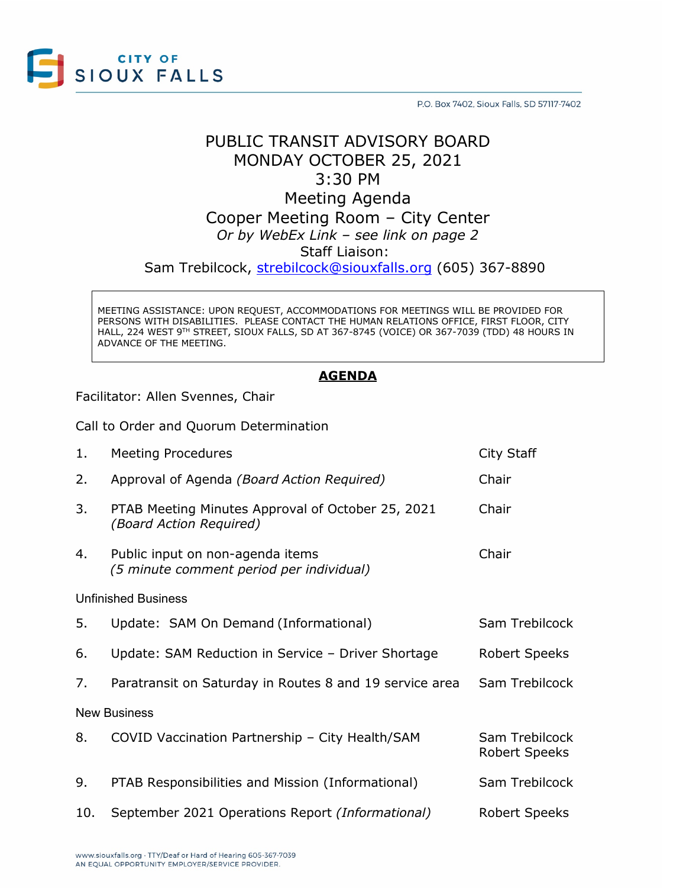CITY OF SIOUX FALLS

P.O. Box 7402, Sioux Falls, SD 57117-7402

# PUBLIC TRANSIT ADVISORY BOARD
## MONDAY OCTOBER 25, 2021
## 3:30 PM
## Meeting Agenda
## Cooper Meeting Room – City Center
*Or by WebEx Link – see link on page 2*

Staff Liaison:
Sam Trebilcock, strebilcock@siouxfalls.org (605) 367-8890

> MEETING ASSISTANCE: UPON REQUEST, ACCOMMODATIONS FOR MEETINGS WILL BE PROVIDED FOR PERSONS WITH DISABILITIES. PLEASE CONTACT THE HUMAN RELATIONS OFFICE, FIRST FLOOR, CITY HALL, 224 WEST 9TH STREET, SIOUX FALLS, SD AT 367-8745 (VOICE) OR 367-7039 (TDD) 48 HOURS IN ADVANCE OF THE MEETING.

## **AGENDA**

Facilitator: Allen Svennes, Chair

Call to Order and Quorum Determination

| | | |
|---|---|---|
| 1. | Meeting Procedures | City Staff |
| 2. | Approval of Agenda *(Board Action Required)* | Chair |
| 3. | PTAB Meeting Minutes Approval of October 25, 2021 *(Board Action Required)* | Chair |
| 4. | Public input on non-agenda items *(5 minute comment period per individual)* | Chair |

Unfinished Business

| | | |
|---|---|---|
| 5. | Update: SAM On Demand (Informational) | Sam Trebilcock |
| 6. | Update: SAM Reduction in Service – Driver Shortage | Robert Speeks |
| 7. | Paratransit on Saturday in Routes 8 and 19 service area | Sam Trebilcock |

New Business

| | | |
|---|---|---|
| 8. | COVID Vaccination Partnership – City Health/SAM | Sam Trebilcock<br>Robert Speeks |
| 9. | PTAB Responsibilities and Mission (Informational) | Sam Trebilcock |
| 10. | September 2021 Operations Report *(Informational)* | Robert Speeks |

www.siouxfalls.org · TTY/Deaf or Hard of Hearing 605-367-7039
AN EQUAL OPPORTUNITY EMPLOYER/SERVICE PROVIDER.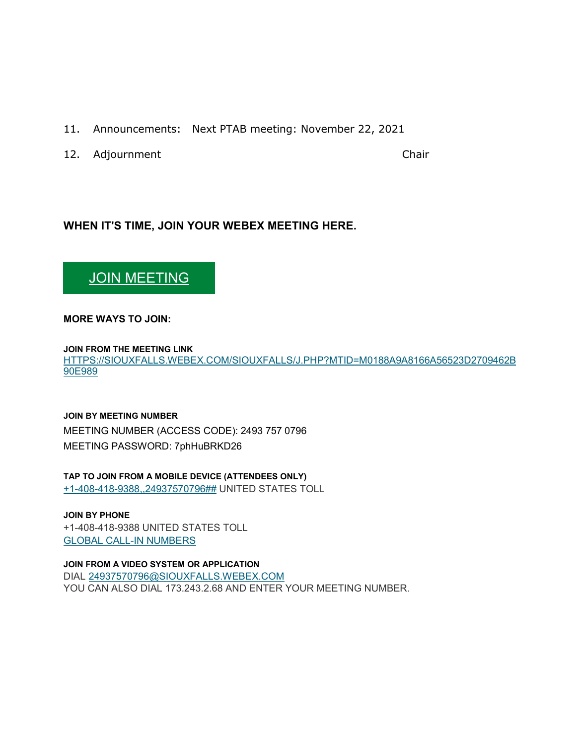11. Announcements: Next PTAB meeting: November 22, 2021

12. Adjournment Chair

**WHEN IT'S TIME, JOIN YOUR WEBEX MEETING HERE.**

JOIN MEETING

**MORE WAYS TO JOIN:**

**JOIN FROM THE MEETING LINK**
HTTPS://SIOUXFALLS.WEBEX.COM/SIOUXFALLS/J.PHP?MTID=M0188A9A8166A56523D2709462B90E989

**JOIN BY MEETING NUMBER**
MEETING NUMBER (ACCESS CODE): 2493 757 0796
MEETING PASSWORD: 7phHuBRKD26

**TAP TO JOIN FROM A MOBILE DEVICE (ATTENDEES ONLY)**
+1-408-418-9388,,24937570796## UNITED STATES TOLL

**JOIN BY PHONE**
+1-408-418-9388 UNITED STATES TOLL
GLOBAL CALL-IN NUMBERS

**JOIN FROM A VIDEO SYSTEM OR APPLICATION**
DIAL 24937570796@SIOUXFALLS.WEBEX.COM
YOU CAN ALSO DIAL 173.243.2.68 AND ENTER YOUR MEETING NUMBER.